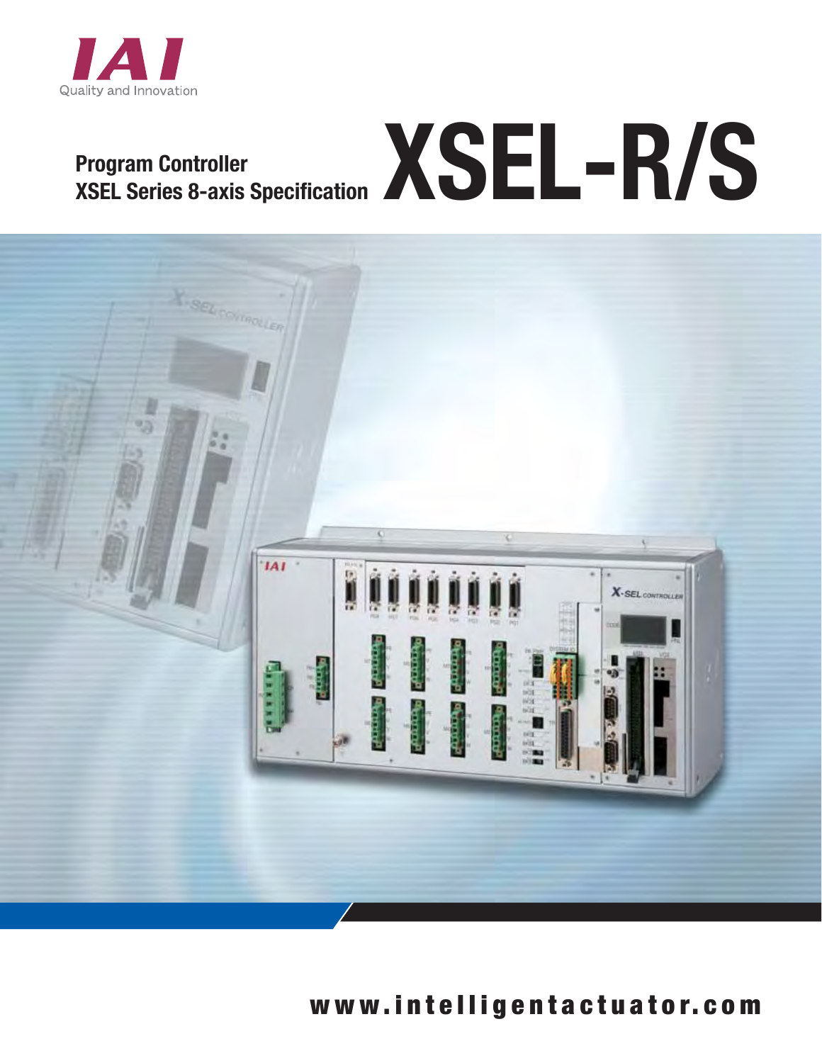IAI

Quality and Innovation

# XSEL-R/S

**Program Controller**
**XSEL Series 8-axis Specification**

**www.intelligentactuator.com**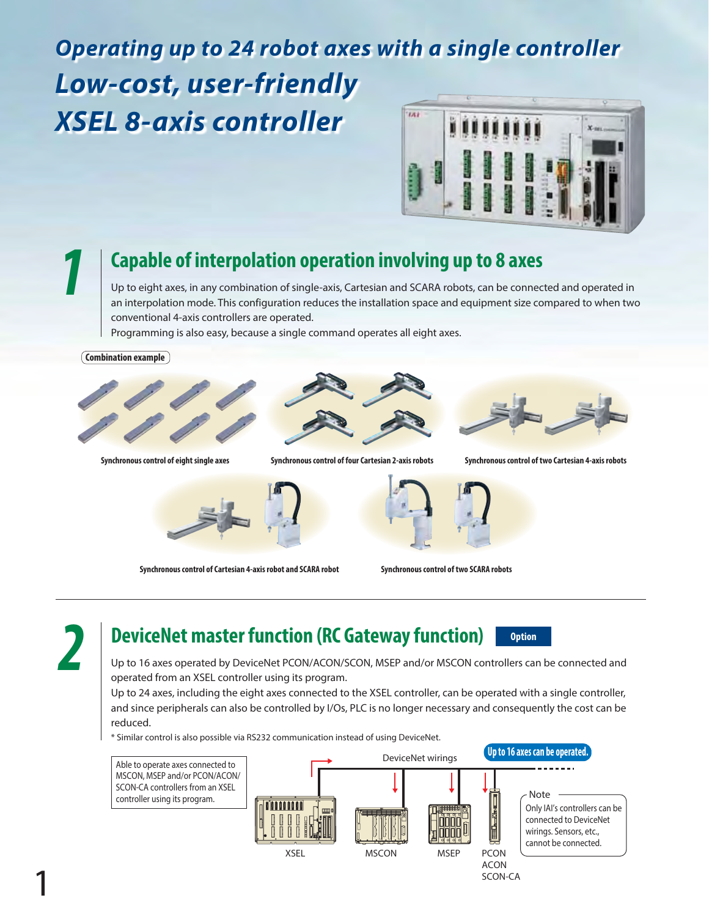# *Operating up to 24 robot axes with a single controller*

# *Low-cost, user-friendly XSEL 8-axis controller*

## 1 Capable of interpolation operation involving up to 8 axes

Up to eight axes, in any combination of single-axis, Cartesian and SCARA robots, can be connected and operated in an interpolation mode. This configuration reduces the installation space and equipment size compared to when two conventional 4-axis controllers are operated.
Programming is also easy, because a single command operates all eight axes.

**Combination example**

**Synchronous control of eight single axes**

**Synchronous control of four Cartesian 2-axis robots**

**Synchronous control of two Cartesian 4-axis robots**

**Synchronous control of Cartesian 4-axis robot and SCARA robot**

**Synchronous control of two SCARA robots**

## 2 DeviceNet master function (RC Gateway function) Option

Up to 16 axes operated by DeviceNet PCON/ACON/SCON, MSEP and/or MSCON controllers can be connected and operated from an XSEL controller using its program.
Up to 24 axes, including the eight axes connected to the XSEL controller, can be operated with a single controller, and since peripherals can also be controlled by I/Os, PLC is no longer necessary and consequently the cost can be reduced.

\* Similar control is also possible via RS232 communication instead of using DeviceNet.

Able to operate axes connected to MSCON, MSEP and/or PCON/ACON/SCON-CA controllers from an XSEL controller using its program.

DeviceNet wirings

**Up to 16 axes can be operated.**

XSEL

MSCON

MSEP

PCON
ACON
SCON-CA

Note
Only IAI's controllers can be connected to DeviceNet wirings. Sensors, etc., cannot be connected.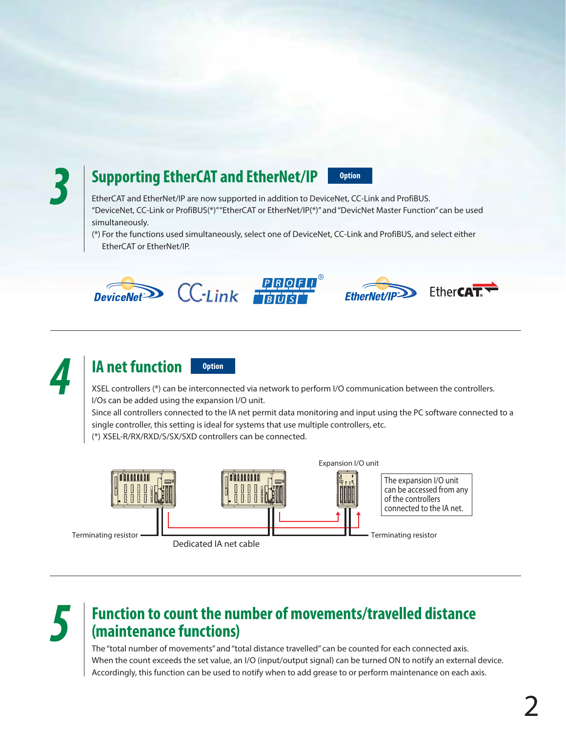## 3 Supporting EtherCAT and EtherNet/IP **Option**

EtherCAT and EtherNet/IP are now supported in addition to DeviceNet, CC-Link and ProfiBUS.
"DeviceNet, CC-Link or ProfiBUS(*)""EtherCAT or EtherNet/IP(*)" and "DevicNet Master Function" can be used simultaneously.
(*) For the functions used simultaneously, select one of DeviceNet, CC-Link and ProfiBUS, and select either EtherCAT or EtherNet/IP.

DeviceNet CC-Link PROFIBUS EtherNet/IP EtherCAT

## 4 IA net function **Option**

XSEL controllers (*) can be interconnected via network to perform I/O communication between the controllers.
I/Os can be added using the expansion I/O unit.
Since all controllers connected to the IA net permit data monitoring and input using the PC software connected to a single controller, this setting is ideal for systems that use multiple controllers, etc.
(*) XSEL-R/RX/RXD/S/SX/SXD controllers can be connected.

Expansion I/O unit

The expansion I/O unit can be accessed from any of the controllers connected to the IA net.

Terminating resistor

Dedicated IA net cable

Terminating resistor

## 5 Function to count the number of movements/travelled distance (maintenance functions)

The "total number of movements" and "total distance travelled" can be counted for each connected axis.
When the count exceeds the set value, an I/O (input/output signal) can be turned ON to notify an external device.
Accordingly, this function can be used to notify when to add grease to or perform maintenance on each axis.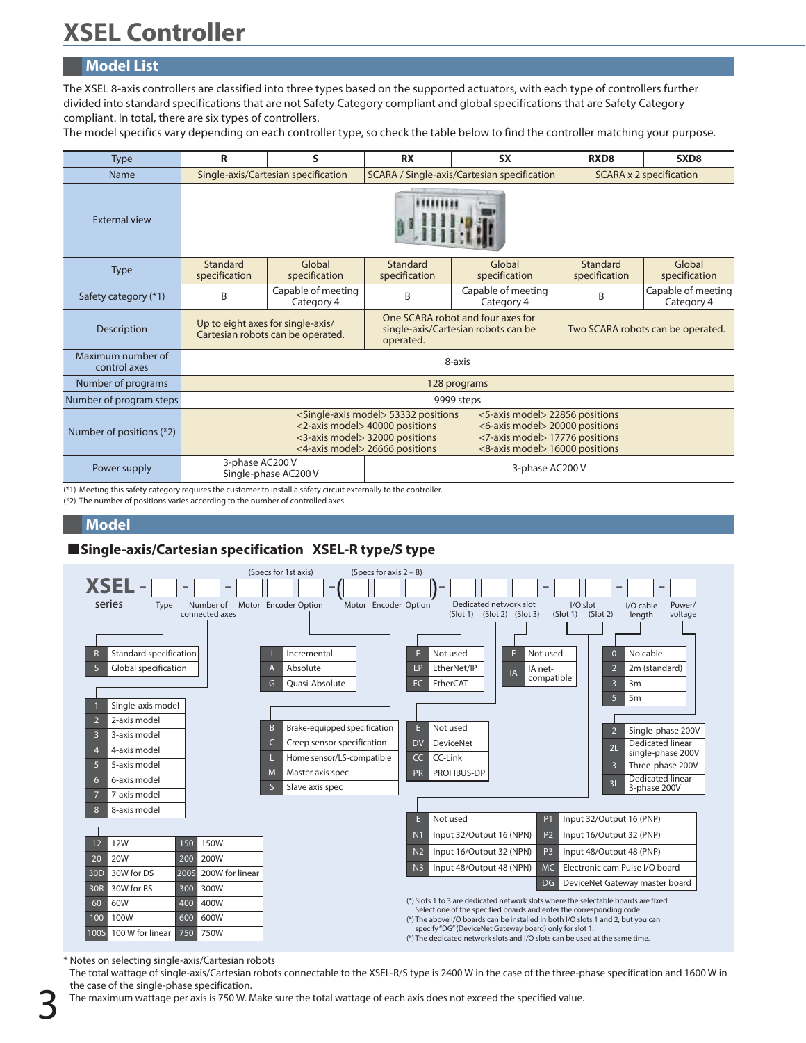# XSEL Controller

## Model List

The XSEL 8-axis controllers are classified into three types based on the supported actuators, with each type of controllers further divided into standard specifications that are not Safety Category compliant and global specifications that are Safety Category compliant. In total, there are six types of controllers.
The model specifics vary depending on each controller type, so check the table below to find the controller matching your purpose.

| Type | R | S | RX | SX | RXD8 | SXD8 |
|---|---|---|---|---|---|---|
| Name | Single-axis/Cartesian specification | | SCARA / Single-axis/Cartesian specification | | SCARA x 2 specification | |
| External view | | | | | | |
| Type | Standard specification | Global specification | Standard specification | Global specification | Standard specification | Global specification |
| Safety category (*1) | B | Capable of meeting Category 4 | B | Capable of meeting Category 4 | B | Capable of meeting Category 4 |
| Description | Up to eight axes for single-axis/ Cartesian robots can be operated. | | One SCARA robot and four axes for single-axis/Cartesian robots can be operated. | | Two SCARA robots can be operated. | |
| Maximum number of control axes | 8-axis | | | | | |
| Number of programs | 128 programs | | | | | |
| Number of program steps | 9999 steps | | | | | |
| Number of positions (*2) | <Single-axis model> 53332 positions<br><2-axis model> 40000 positions<br><3-axis model> 32000 positions<br><4-axis model> 26666 positions<br><5-axis model> 22856 positions<br><6-axis model> 20000 positions<br><7-axis model> 17776 positions<br><8-axis model> 16000 positions | | | | | |
| Power supply | 3-phase AC200 V<br>Single-phase AC200 V | | 3-phase AC200 V | | | |

(*1) Meeting this safety category requires the customer to install a safety circuit externally to the controller.
(*2) The number of positions varies according to the number of controlled axes.

## Model

### ■Single-axis/Cartesian specification XSEL-R type/S type

XSEL series - [Type] - [Number of connected axes] - (Specs for 1st axis) [Motor] [Encoder] [Option] - ( (Specs for axis 2 – 8) [Motor] [Encoder] [Option] ) - [Dedicated network slot (Slot 1)] [(Slot 2)] [(Slot 3)] - [I/O slot (Slot 1)] [(Slot 2)] - [I/O cable length] - [Power/ voltage]

**Type**

| Code | Description |
|---|---|
| R | Standard specification |
| S | Global specification |

**Number of connected axes**

| Code | Description |
|---|---|
| 1 | Single-axis model |
| 2 | 2-axis model |
| 3 | 3-axis model |
| 4 | 4-axis model |
| 5 | 5-axis model |
| 6 | 6-axis model |
| 7 | 7-axis model |
| 8 | 8-axis model |

**Motor**

| Code | Description | Code | Description |
|---|---|---|---|
| 12 | 12W | 150 | 150W |
| 20 | 20W | 200 | 200W |
| 30D | 30W for DS | 200S | 200W for linear |
| 30R | 30W for RS | 300 | 300W |
| 60 | 60W | 400 | 400W |
| 100 | 100W | 600 | 600W |
| 100S | 100 W for linear | 750 | 750W |

**Encoder**

| Code | Description |
|---|---|
| I | Incremental |
| A | Absolute |
| G | Quasi-Absolute |

**Option**

| Code | Description |
|---|---|
| B | Brake-equipped specification |
| C | Creep sensor specification |
| L | Home sensor/LS-compatible |
| M | Master axis spec |
| S | Slave axis spec |

**Dedicated network slot (Slot 1)**

| Code | Description |
|---|---|
| E | Not used |
| EP | EtherNet/IP |
| EC | EtherCAT |

**Dedicated network slot (Slot 2)**

| Code | Description |
|---|---|
| E | Not used |
| DV | DeviceNet |
| CC | CC-Link |
| PR | PROFIBUS-DP |

**Dedicated network slot (Slot 3)**

| Code | Description |
|---|---|
| E | Not used |
| IA | IA net-compatible |

**I/O slot**

| Code | Description | Code | Description |
|---|---|---|---|
| E | Not used | P1 | Input 32/Output 16 (PNP) |
| N1 | Input 32/Output 16 (NPN) | P2 | Input 16/Output 32 (PNP) |
| N2 | Input 16/Output 32 (NPN) | P3 | Input 48/Output 48 (PNP) |
| N3 | Input 48/Output 48 (NPN) | MC | Electronic cam Pulse I/O board |
| | | DG | DeviceNet Gateway master board |

**I/O cable length**

| Code | Description |
|---|---|
| 0 | No cable |
| 2 | 2m (standard) |
| 3 | 3m |
| 5 | 5m |

**Power/voltage**

| Code | Description |
|---|---|
| 2 | Single-phase 200V |
| 2L | Dedicated linear single-phase 200V |
| 3 | Three-phase 200V |
| 3L | Dedicated linear 3-phase 200V |

(*) Slots 1 to 3 are dedicated network slots where the selectable boards are fixed. Select one of the specified boards and enter the corresponding code.
(*) The above I/O boards can be installed in both I/O slots 1 and 2, but you can specify "DG" (DeviceNet Gateway board) only for slot 1.
(*) The dedicated network slots and I/O slots can be used at the same time.

\* Notes on selecting single-axis/Cartesian robots
The total wattage of single-axis/Cartesian robots connectable to the XSEL-R/S type is 2400 W in the case of the three-phase specification and 1600 W in the case of the single-phase specification.
The maximum wattage per axis is 750 W. Make sure the total wattage of each axis does not exceed the specified value.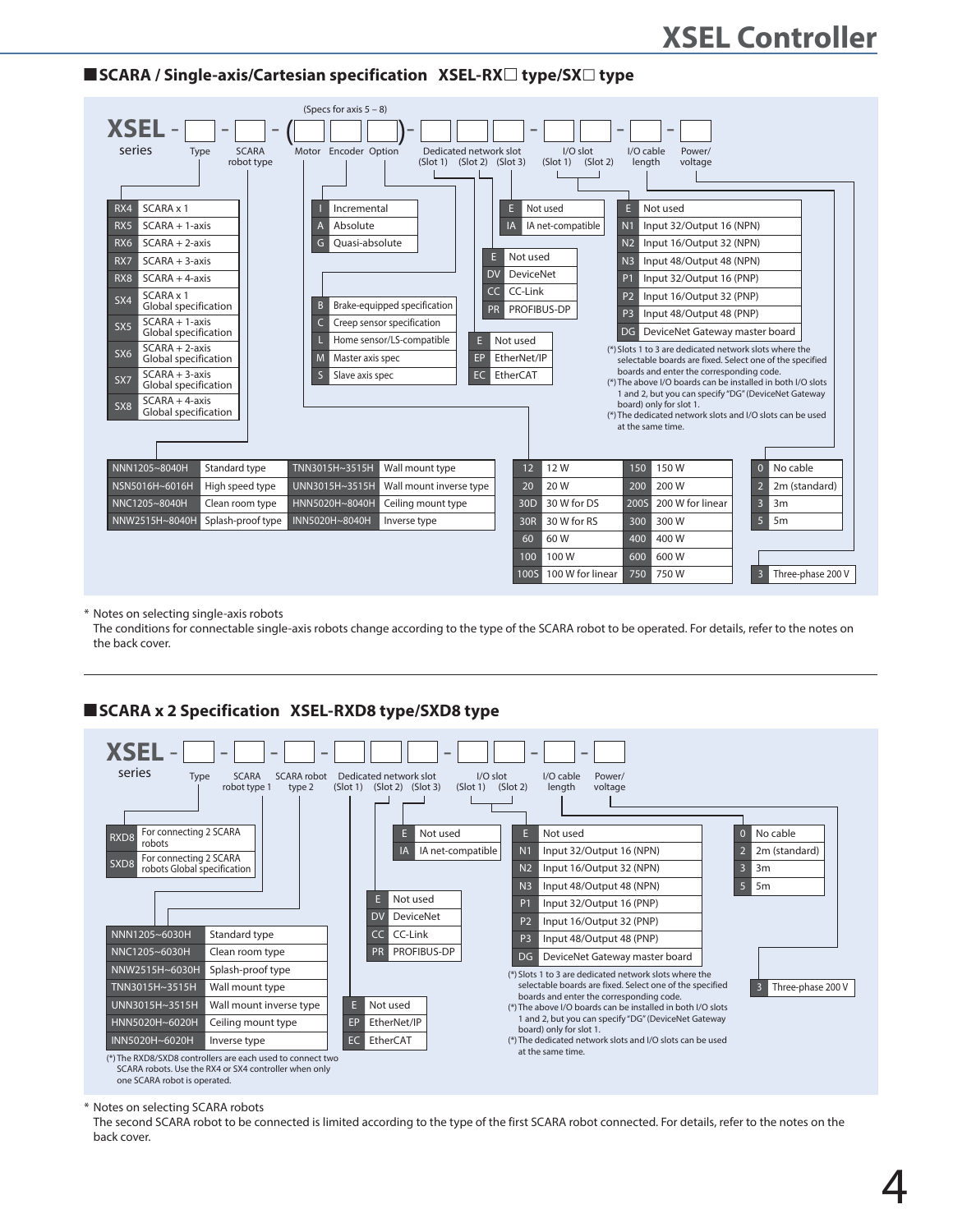## ■SCARA / Single-axis/Cartesian specification XSEL-RX□ type/SX□ type

XSEL - [Type] - [SCARA robot type] - ([Motor] [Encoder] [Option]) - [Dedicated network slot (Slot 1) (Slot 2) (Slot 3)] - [I/O slot (Slot 1) (Slot 2)] - [I/O cable length] - [Power/voltage]

series

(Specs for axis 5 – 8)

**Type**

| Code | Description |
|---|---|
| RX4 | SCARA x 1 |
| RX5 | SCARA + 1-axis |
| RX6 | SCARA + 2-axis |
| RX7 | SCARA + 3-axis |
| RX8 | SCARA + 4-axis |
| SX4 | SCARA x 1 Global specification |
| SX5 | SCARA + 1-axis Global specification |
| SX6 | SCARA + 2-axis Global specification |
| SX7 | SCARA + 3-axis Global specification |
| SX8 | SCARA + 4-axis Global specification |

**SCARA robot type**

| Code | Description | Code | Description |
|---|---|---|---|
| NNN1205~8040H | Standard type | TNN3015H~3515H | Wall mount type |
| NSN5016H~6016H | High speed type | UNN3015H~3515H | Wall mount inverse type |
| NNC1205~8040H | Clean room type | HNN5020H~8040H | Ceiling mount type |
| NNW2515H~8040H | Splash-proof type | INN5020H~8040H | Inverse type |

**Motor**

| Code | Description | Code | Description |
|---|---|---|---|
| 12 | 12 W | 150 | 150 W |
| 20 | 20 W | 200 | 200 W |
| 30D | 30 W for DS | 200S | 200 W for linear |
| 30R | 30 W for RS | 300 | 300 W |
| 60 | 60 W | 400 | 400 W |
| 100 | 100 W | 600 | 600 W |
| 100S | 100 W for linear | 750 | 750 W |

**Encoder**

| Code | Description |
|---|---|
| I | Incremental |
| A | Absolute |
| G | Quasi-absolute |

**Option**

| Code | Description |
|---|---|
| B | Brake-equipped specification |
| C | Creep sensor specification |
| L | Home sensor/LS-compatible |
| M | Master axis spec |
| S | Slave axis spec |

**Dedicated network slot (Slot 1)**

| Code | Description |
|---|---|
| E | Not used |
| EP | EtherNet/IP |
| EC | EtherCAT |

**Dedicated network slot (Slot 2)**

| Code | Description |
|---|---|
| E | Not used |
| DV | DeviceNet |
| CC | CC-Link |
| PR | PROFIBUS-DP |

**Dedicated network slot (Slot 3)**

| Code | Description |
|---|---|
| E | Not used |
| IA | IA net-compatible |

**I/O slot**

| Code | Description |
|---|---|
| E | Not used |
| N1 | Input 32/Output 16 (NPN) |
| N2 | Input 16/Output 32 (NPN) |
| N3 | Input 48/Output 48 (NPN) |
| P1 | Input 32/Output 16 (PNP) |
| P2 | Input 16/Output 32 (PNP) |
| P3 | Input 48/Output 48 (PNP) |
| DG | DeviceNet Gateway master board |

(*) Slots 1 to 3 are dedicated network slots where the selectable boards are fixed. Select one of the specified boards and enter the corresponding code.
(*) The above I/O boards can be installed in both I/O slots 1 and 2, but you can specify "DG" (DeviceNet Gateway board) only for slot 1.
(*) The dedicated network slots and I/O slots can be used at the same time.

**I/O cable length**

| Code | Description |
|---|---|
| 0 | No cable |
| 2 | 2m (standard) |
| 3 | 3m |
| 5 | 5m |

**Power/voltage**

| Code | Description |
|---|---|
| 3 | Three-phase 200 V |

\* Notes on selecting single-axis robots
The conditions for connectable single-axis robots change according to the type of the SCARA robot to be operated. For details, refer to the notes on the back cover.

---

## ■SCARA x 2 Specification XSEL-RXD8 type/SXD8 type

XSEL - [Type] - [SCARA robot type 1] - [SCARA robot type 2] - [Dedicated network slot (Slot 1) (Slot 2) (Slot 3)] - [I/O slot (Slot 1) (Slot 2)] - [I/O cable length] - [Power/voltage]

series

**Type**

| Code | Description |
|---|---|
| RXD8 | For connecting 2 SCARA robots |
| SXD8 | For connecting 2 SCARA robots Global specification |

**SCARA robot type 1 / type 2**

| Code | Description |
|---|---|
| NNN1205~6030H | Standard type |
| NNC1205~6030H | Clean room type |
| NNW2515H~6030H | Splash-proof type |
| TNN3015H~3515H | Wall mount type |
| UNN3015H~3515H | Wall mount inverse type |
| HNN5020H~6020H | Ceiling mount type |
| INN5020H~6020H | Inverse type |

(*) The RXD8/SXD8 controllers are each used to connect two SCARA robots. Use the RX4 or SX4 controller when only one SCARA robot is operated.

**Dedicated network slot (Slot 1)**

| Code | Description |
|---|---|
| E | Not used |
| EP | EtherNet/IP |
| EC | EtherCAT |

**Dedicated network slot (Slot 2)**

| Code | Description |
|---|---|
| E | Not used |
| DV | DeviceNet |
| CC | CC-Link |
| PR | PROFIBUS-DP |

**Dedicated network slot (Slot 3)**

| Code | Description |
|---|---|
| E | Not used |
| IA | IA net-compatible |

**I/O slot**

| Code | Description |
|---|---|
| E | Not used |
| N1 | Input 32/Output 16 (NPN) |
| N2 | Input 16/Output 32 (NPN) |
| N3 | Input 48/Output 48 (NPN) |
| P1 | Input 32/Output 16 (PNP) |
| P2 | Input 16/Output 32 (PNP) |
| P3 | Input 48/Output 48 (PNP) |
| DG | DeviceNet Gateway master board |

(*) Slots 1 to 3 are dedicated network slots where the selectable boards are fixed. Select one of the specified boards and enter the corresponding code.
(*) The above I/O boards can be installed in both I/O slots 1 and 2, but you can specify "DG" (DeviceNet Gateway board) only for slot 1.
(*) The dedicated network slots and I/O slots can be used at the same time.

**I/O cable length**

| Code | Description |
|---|---|
| 0 | No cable |
| 2 | 2m (standard) |
| 3 | 3m |
| 5 | 5m |

**Power/voltage**

| Code | Description |
|---|---|
| 3 | Three-phase 200 V |

\* Notes on selecting SCARA robots
The second SCARA robot to be connected is limited according to the type of the first SCARA robot connected. For details, refer to the notes on the back cover.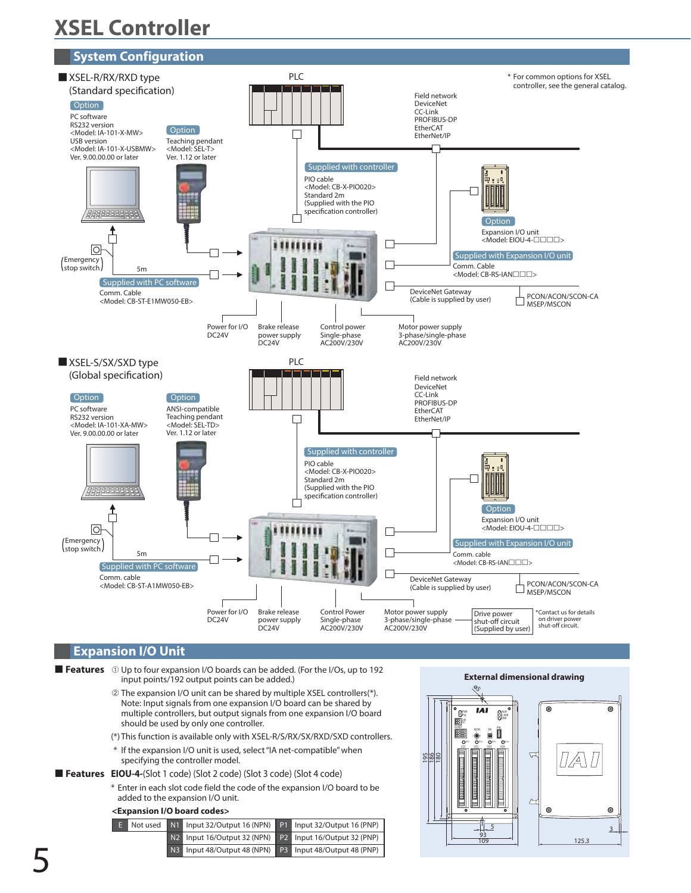# XSEL Controller

## System Configuration

■ XSEL-R/RX/RXD type (Standard specification)

PLC

* For common options for XSEL controller, see the general catalog.

Option
PC software
RS232 version
<Model: IA-101-X-MW>
USB version
<Model: IA-101-X-USBMW>
Ver. 9.00.00.00 or later

Option
Teaching pendant
<Model: SEL-T>
Ver. 1.12 or later

Field network
DeviceNet
CC-Link
PROFIBUS-DP
EtherCAT
EtherNet/IP

Supplied with controller
PIO cable
<Model: CB-X-PIO020>
Standard 2m
(Supplied with the PIO specification controller)

Option
Expansion I/O unit
<Model: EIOU-4-□□□□>

Supplied with Expansion I/O unit
Comm. Cable
<Model: CB-RS-IAN□□□>

(Emergency stop switch)

5m

Supplied with PC software
Comm. Cable
<Model: CB-ST-E1MW050-EB>

DeviceNet Gateway
(Cable is supplied by user)

PCON/ACON/SCON-CA
MSEP/MSCON

Power for I/O
DC24V

Brake release power supply
DC24V

Control power
Single-phase
AC200V/230V

Motor power supply
3-phase/single-phase
AC200V/230V

■ XSEL-S/SX/SXD type (Global specification)

PLC

Option
PC software
RS232 version
<Model: IA-101-XA-MW>
Ver. 9.00.00.00 or later

Option
ANSI-compatible
Teaching pendant
<Model: SEL-TD>
Ver. 1.12 or later

Field network
DeviceNet
CC-Link
PROFIBUS-DP
EtherCAT
EtherNet/IP

Supplied with controller
PIO cable
<Model: CB-X-PIO020>
Standard 2m
(Supplied with the PIO specification controller)

Option
Expansion I/O unit
<Model: EIOU-4-□□□□>

Supplied with Expansion I/O unit
Comm. cable
<Model: CB-RS-IAN□□□>

(Emergency stop switch)

5m

Supplied with PC software
Comm. cable
<Model: CB-ST-A1MW050-EB>

DeviceNet Gateway
(Cable is supplied by user)

PCON/ACON/SCON-CA
MSEP/MSCON

Power for I/O
DC24V

Brake release power supply
DC24V

Control Power
Single-phase
AC200V/230V

Motor power supply
3-phase/single-phase
AC200V/230V

Drive power shut-off circuit (Supplied by user)

*Contact us for details on driver power shut-off circuit.

## Expansion I/O Unit

■ **Features**
① Up to four expansion I/O boards can be added. (For the I/Os, up to 192 input points/192 output points can be added.)
② The expansion I/O unit can be shared by multiple XSEL controllers(*). Note: Input signals from one expansion I/O board can be shared by multiple controllers, but output signals from one expansion I/O board should be used by only one controller.
(*) This function is available only with XSEL-R/S/RX/SX/RXD/SXD controllers.
* If the expansion I/O unit is used, select "IA net-compatible" when specifying the controller model.

■ **Features** **EIOU-4-**(Slot 1 code) (Slot 2 code) (Slot 3 code) (Slot 4 code)

* Enter in each slot code field the code of the expansion I/O board to be added to the expansion I/O unit.

**<Expansion I/O board codes>**

| | | | | | |
|---|---|---|---|---|---|
| E | Not used | N1 | Input 32/Output 16 (NPN) | P1 | Input 32/Output 16 (PNP) |
| | | N2 | Input 16/Output 32 (NPN) | P2 | Input 16/Output 32 (PNP) |
| | | N3 | Input 48/Output 48 (NPN) | P3 | Input 48/Output 48 (PNP) |

**External dimensional drawing**

195, 186, 180, 5, 93, 109, 3, 125.3, φ5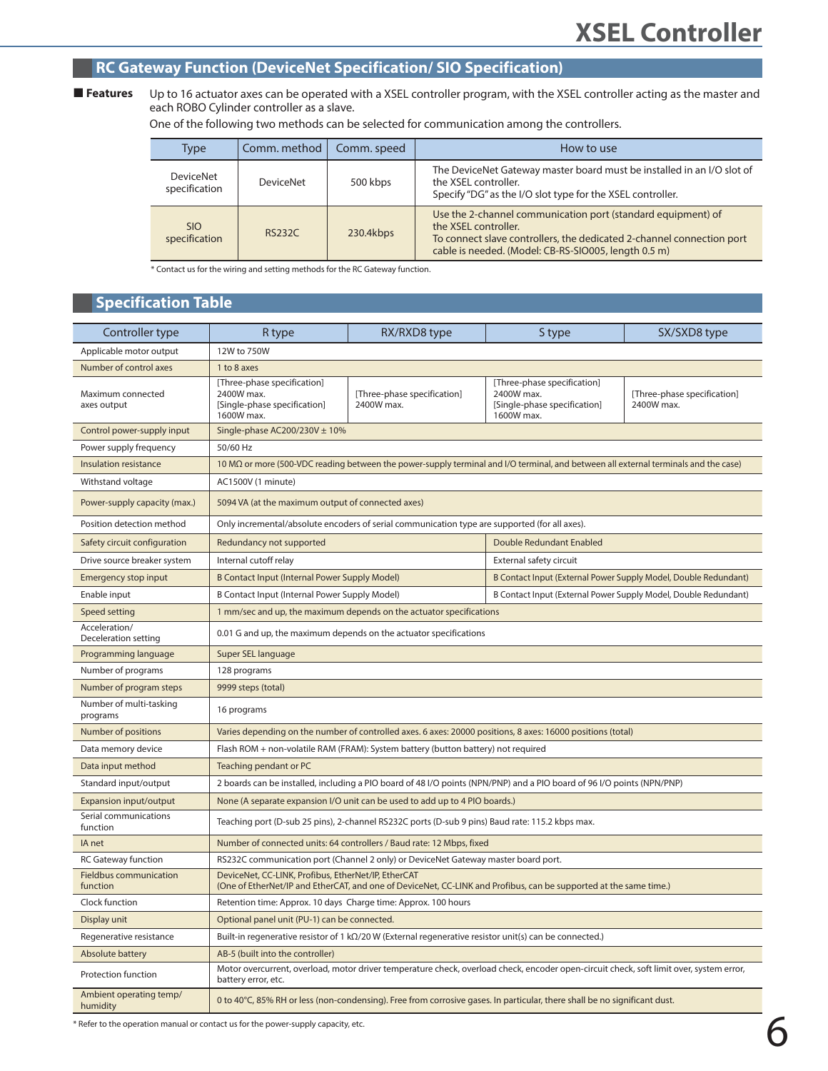## RC Gateway Function (DeviceNet Specification/ SIO Specification)

**■ Features** Up to 16 actuator axes can be operated with a XSEL controller program, with the XSEL controller acting as the master and each ROBO Cylinder controller as a slave.
One of the following two methods can be selected for communication among the controllers.

| Type | Comm. method | Comm. speed | How to use |
|---|---|---|---|
| DeviceNet specification | DeviceNet | 500 kbps | The DeviceNet Gateway master board must be installed in an I/O slot of the XSEL controller. Specify "DG" as the I/O slot type for the XSEL controller. |
| SIO specification | RS232C | 230.4kbps | Use the 2-channel communication port (standard equipment) of the XSEL controller. To connect slave controllers, the dedicated 2-channel connection port cable is needed. (Model: CB-RS-SIO005, length 0.5 m) |

* Contact us for the wiring and setting methods for the RC Gateway function.

## Specification Table

| Controller type | R type | RX/RXD8 type | S type | SX/SXD8 type |
|---|---|---|---|---|
| Applicable motor output | 12W to 750W | | | |
| Number of control axes | 1 to 8 axes | | | |
| Maximum connected axes output | [Three-phase specification] 2400W max. [Single-phase specification] 1600W max. | [Three-phase specification] 2400W max. | [Three-phase specification] 2400W max. [Single-phase specification] 1600W max. | [Three-phase specification] 2400W max. |
| Control power-supply input | Single-phase AC200/230V ± 10% | | | |
| Power supply frequency | 50/60 Hz | | | |
| Insulation resistance | 10 MΩ or more (500-VDC reading between the power-supply terminal and I/O terminal, and between all external terminals and the case) | | | |
| Withstand voltage | AC1500V (1 minute) | | | |
| Power-supply capacity (max.) | 5094 VA (at the maximum output of connected axes) | | | |
| Position detection method | Only incremental/absolute encoders of serial communication type are supported (for all axes). | | | |
| Safety circuit configuration | Redundancy not supported | | Double Redundant Enabled | |
| Drive source breaker system | Internal cutoff relay | | External safety circuit | |
| Emergency stop input | B Contact Input (Internal Power Supply Model) | | B Contact Input (External Power Supply Model, Double Redundant) | |
| Enable input | B Contact Input (Internal Power Supply Model) | | B Contact Input (External Power Supply Model, Double Redundant) | |
| Speed setting | 1 mm/sec and up, the maximum depends on the actuator specifications | | | |
| Acceleration/ Deceleration setting | 0.01 G and up, the maximum depends on the actuator specifications | | | |
| Programming language | Super SEL language | | | |
| Number of programs | 128 programs | | | |
| Number of program steps | 9999 steps (total) | | | |
| Number of multi-tasking programs | 16 programs | | | |
| Number of positions | Varies depending on the number of controlled axes. 6 axes: 20000 positions, 8 axes: 16000 positions (total) | | | |
| Data memory device | Flash ROM + non-volatile RAM (FRAM): System battery (button battery) not required | | | |
| Data input method | Teaching pendant or PC | | | |
| Standard input/output | 2 boards can be installed, including a PIO board of 48 I/O points (NPN/PNP) and a PIO board of 96 I/O points (NPN/PNP) | | | |
| Expansion input/output | None (A separate expansion I/O unit can be used to add up to 4 PIO boards.) | | | |
| Serial communications function | Teaching port (D-sub 25 pins), 2-channel RS232C ports (D-sub 9 pins) Baud rate: 115.2 kbps max. | | | |
| IA net | Number of connected units: 64 controllers / Baud rate: 12 Mbps, fixed | | | |
| RC Gateway function | RS232C communication port (Channel 2 only) or DeviceNet Gateway master board port. | | | |
| Fieldbus communication function | DeviceNet, CC-LINK, Profibus, EtherNet/IP, EtherCAT (One of EtherNet/IP and EtherCAT, and one of DeviceNet, CC-LINK and Profibus, can be supported at the same time.) | | | |
| Clock function | Retention time: Approx. 10 days Charge time: Approx. 100 hours | | | |
| Display unit | Optional panel unit (PU-1) can be connected. | | | |
| Regenerative resistance | Built-in regenerative resistor of 1 kΩ/20 W (External regenerative resistor unit(s) can be connected.) | | | |
| Absolute battery | AB-5 (built into the controller) | | | |
| Protection function | Motor overcurrent, overload, motor driver temperature check, overload check, encoder open-circuit check, soft limit over, system error, battery error, etc. | | | |
| Ambient operating temp/ humidity | 0 to 40°C, 85% RH or less (non-condensing). Free from corrosive gases. In particular, there shall be no significant dust. | | | |

* Refer to the operation manual or contact us for the power-supply capacity, etc.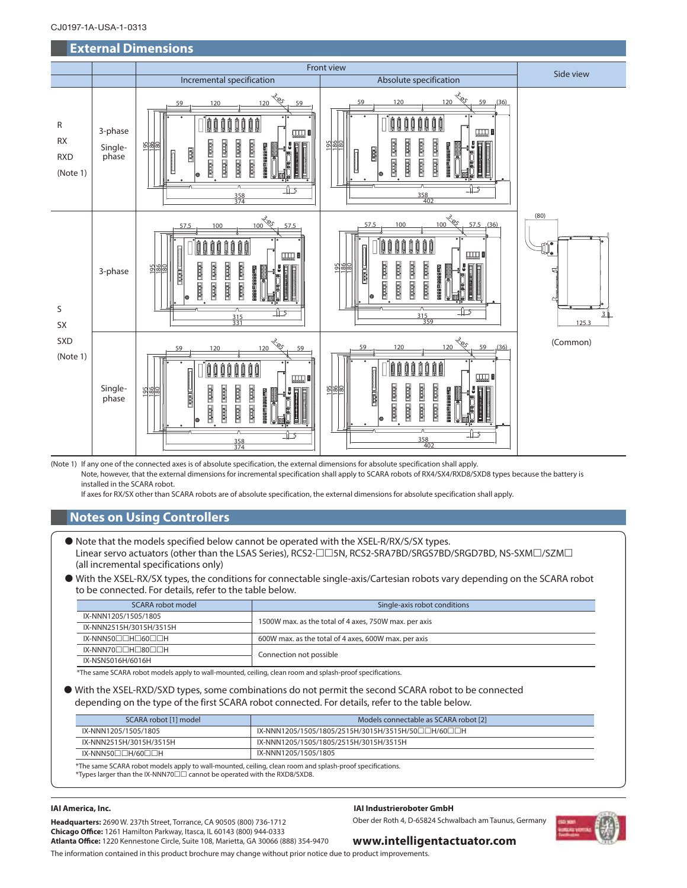## External Dimensions

| | | Front view | | Side view |
|---|---|---|---|---|
| | | Incremental specification | Absolute specification | |
| R<br>RX<br>RXD<br>(Note 1) | 3-phase<br>Single-phase | 59 120 120 3-φ5 59<br>195 186 180<br>5<br>358<br>374 | 59 120 120 3-φ5 59 (36)<br>195 186 180<br>5<br>358<br>402 | |
| S<br>SX<br>SXD<br>(Note 1) | 3-phase | 57.5 100 100 3-φ5 57.5<br>195 186 180<br>5<br>315<br>331 | 57.5 100 100 3-φ5 57.5 (36)<br>195 186 180<br>5<br>315<br>359 | (80)<br>3<br>125.3<br>(Common) |
| | Single-phase | 59 120 120 3-φ5 59<br>195 186 180<br>5<br>358<br>374 | 59 120 120 3-φ5 59 (36)<br>195 186 180<br>5<br>358<br>402 | |

(Note 1) If any one of the connected axes is of absolute specification, the external dimensions for absolute specification shall apply.
Note, however, that the external dimensions for incremental specification shall apply to SCARA robots of RX4/SX4/RXD8/SXD8 types because the battery is installed in the SCARA robot.
If axes for RX/SX other than SCARA robots are of absolute specification, the external dimensions for absolute specification shall apply.

## Notes on Using Controllers

- Note that the models specified below cannot be operated with the XSEL-R/RX/S/SX types.
  Linear servo actuators (other than the LSAS Series), RCS2-□□5N, RCS2-SRA7BD/SRGS7BD/SRGD7BD, NS-SXM□/SZM□ (all incremental specifications only)
- With the XSEL-RX/SX types, the conditions for connectable single-axis/Cartesian robots vary depending on the SCARA robot to be connected. For details, refer to the table below.

| SCARA robot model | Single-axis robot conditions |
|---|---|
| IX-NNN1205/1505/1805 | 1500W max. as the total of 4 axes, 750W max. per axis |
| IX-NNN2515H/3015H/3515H | 1500W max. as the total of 4 axes, 750W max. per axis |
| IX-NNN50□□H□60□□H | 600W max. as the total of 4 axes, 600W max. per axis |
| IX-NNN70□□H□80□□H | Connection not possible |
| IX-NSN5016H/6016H | Connection not possible |

*The same SCARA robot models apply to wall-mounted, ceiling, clean room and splash-proof specifications.

- With the XSEL-RXD/SXD types, some combinations do not permit the second SCARA robot to be connected depending on the type of the first SCARA robot connected. For details, refer to the table below.

| SCARA robot [1] model | Models connectable as SCARA robot [2] |
|---|---|
| IX-NNN1205/1505/1805 | IX-NNN1205/1505/1805/2515H/3015H/3515H/50□□H/60□□H |
| IX-NNN2515H/3015H/3515H | IX-NNN1205/1505/1805/2515H/3015H/3515H |
| IX-NNN50□□H/60□□H | IX-NNN1205/1505/1805 |

*The same SCARA robot models apply to wall-mounted, ceiling, clean room and splash-proof specifications.
*Types larger than the IX-NNN70□□ cannot be operated with the RXD8/SXD8.

**IAI America, Inc.**

**Headquarters:** 2690 W. 237th Street, Torrance, CA 90505 (800) 736-1712
**Chicago Office:** 1261 Hamilton Parkway, Itasca, IL 60143 (800) 944-0333
**Atlanta Office:** 1220 Kennestone Circle, Suite 108, Marietta, GA 30066 (888) 354-9470

**IAI Industrieroboter GmbH**

Ober der Roth 4, D-65824 Schwalbach am Taunus, Germany

**www.intelligentactuator.com**

The information contained in this product brochure may change without prior notice due to product improvements.